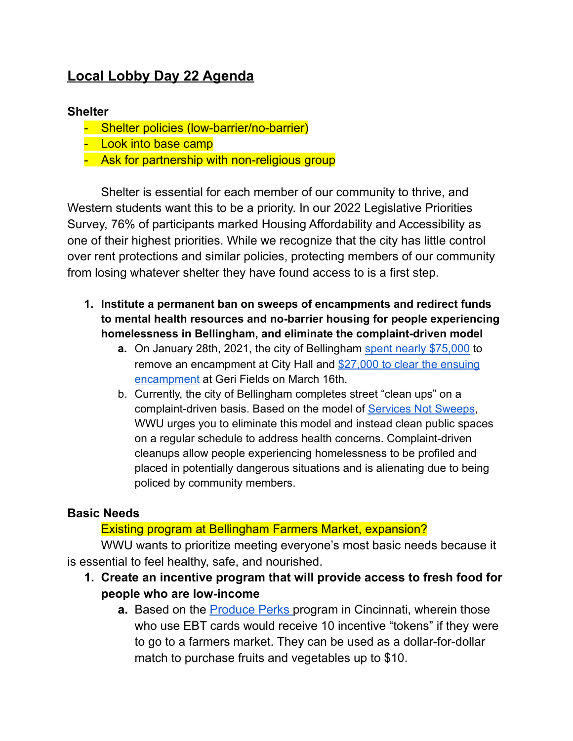# Local Lobby Day 22 Agenda

### Shelter

- Shelter policies (low-barrier/no-barrier)
- Look into base camp
- Ask for partnership with non-religious group

Shelter is essential for each member of our community to thrive, and Western students want this to be a priority. In our 2022 Legislative Priorities Survey, 76% of participants marked Housing Affordability and Accessibility as one of their highest priorities. While we recognize that the city has little control over rent protections and similar policies, protecting members of our community from losing whatever shelter they have found access to is a first step.

1. **Institute a permanent ban on sweeps of encampments and redirect funds to mental health resources and no-barrier housing for people experiencing homelessness in Bellingham, and eliminate the complaint-driven model**
   a. On January 28th, 2021, the city of Bellingham spent nearly $75,000 to remove an encampment at City Hall and $27,000 to clear the ensuing encampment at Geri Fields on March 16th.
   b. Currently, the city of Bellingham completes street "clean ups" on a complaint-driven basis. Based on the model of Services Not Sweeps, WWU urges you to eliminate this model and instead clean public spaces on a regular schedule to address health concerns. Complaint-driven cleanups allow people experiencing homelessness to be profiled and placed in potentially dangerous situations and is alienating due to being policed by community members.

### Basic Needs

Existing program at Bellingham Farmers Market, expansion?

WWU wants to prioritize meeting everyone's most basic needs because it is essential to feel healthy, safe, and nourished.

1. **Create an incentive program that will provide access to fresh food for people who are low-income**
   a. Based on the Produce Perks program in Cincinnati, wherein those who use EBT cards would receive 10 incentive "tokens" if they were to go to a farmers market. They can be used as a dollar-for-dollar match to purchase fruits and vegetables up to $10.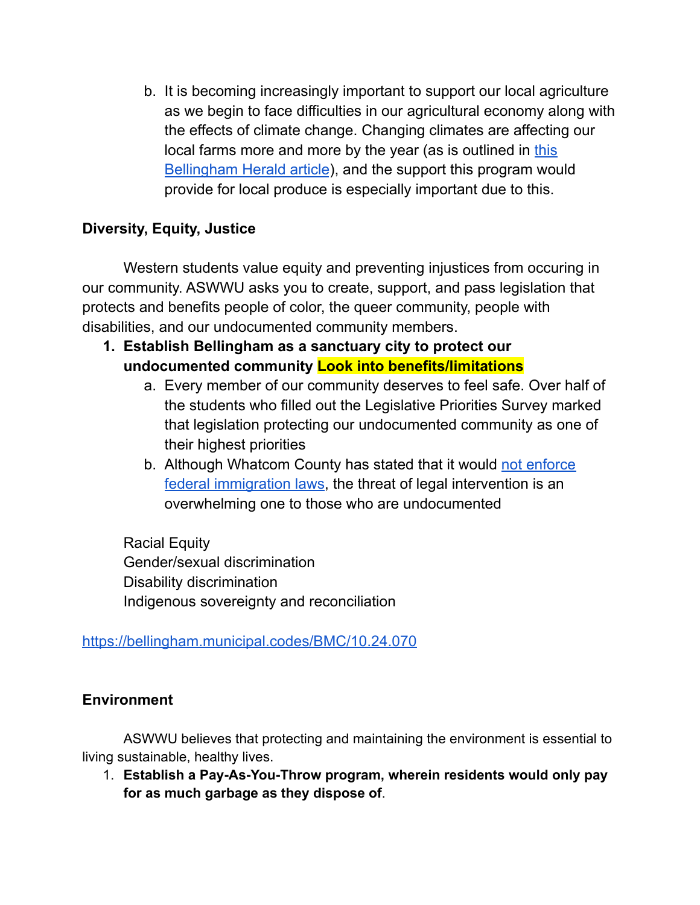b. It is becoming increasingly important to support our local agriculture as we begin to face difficulties in our agricultural economy along with the effects of climate change. Changing climates are affecting our local farms more and more by the year (as is outlined in [this Bellingham Herald article]()), and the support this program would provide for local produce is especially important due to this.

### Diversity, Equity, Justice

Western students value equity and preventing injustices from occuring in our community. ASWWU asks you to create, support, and pass legislation that protects and benefits people of color, the queer community, people with disabilities, and our undocumented community members.

1. **Establish Bellingham as a sanctuary city to protect our undocumented community** **Look into benefits/limitations**
   a. Every member of our community deserves to feel safe. Over half of the students who filled out the Legislative Priorities Survey marked that legislation protecting our undocumented community as one of their highest priorities
   b. Although Whatcom County has stated that it would [not enforce federal immigration laws](), the threat of legal intervention is an overwhelming one to those who are undocumented

Racial Equity
Gender/sexual discrimination
Disability discrimination
Indigenous sovereignty and reconciliation

https://bellingham.municipal.codes/BMC/10.24.070

### Environment

ASWWU believes that protecting and maintaining the environment is essential to living sustainable, healthy lives.

1. **Establish a Pay-As-You-Throw program, wherein residents would only pay for as much garbage as they dispose of**.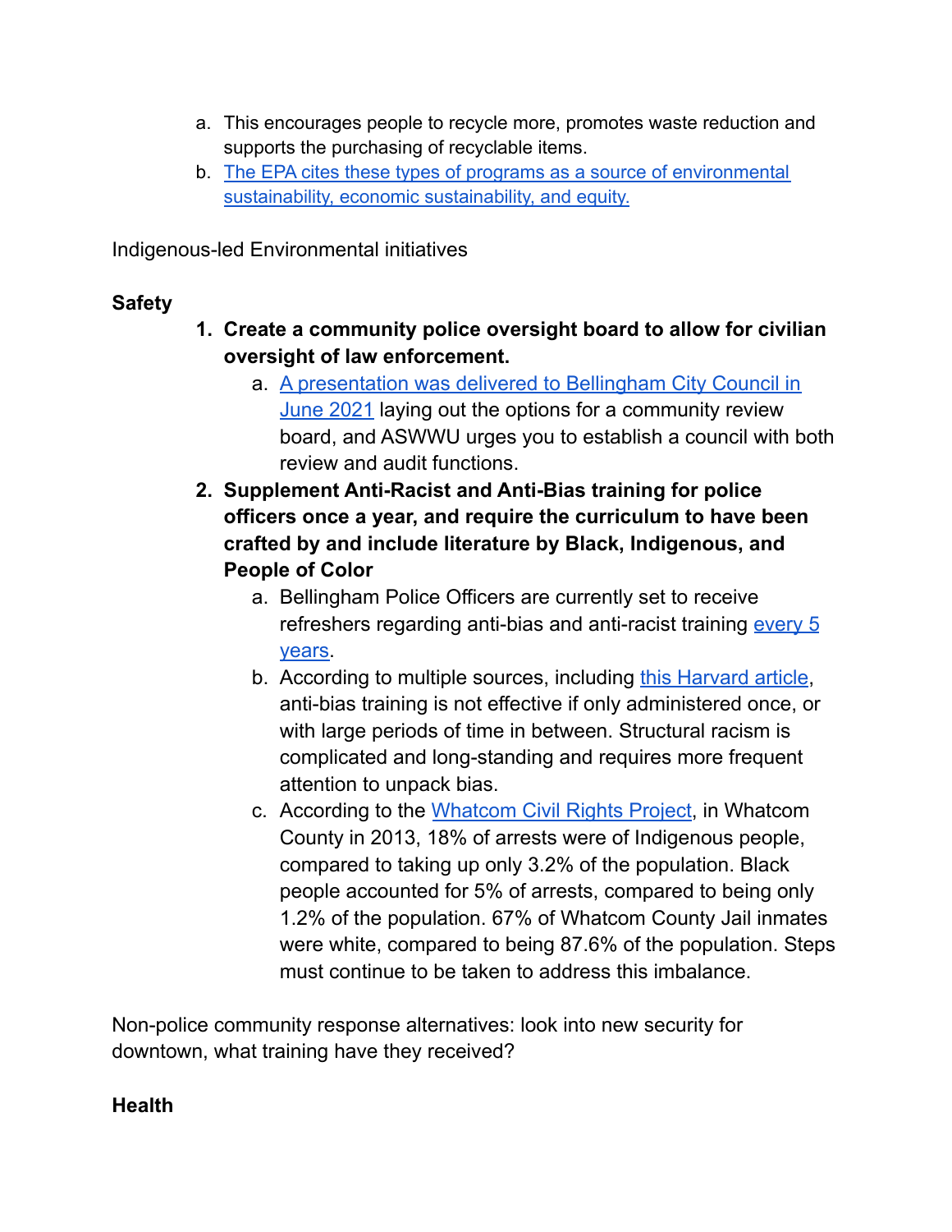a. This encourages people to recycle more, promotes waste reduction and supports the purchasing of recyclable items.
   b. The EPA cites these types of programs as a source of environmental sustainability, economic sustainability, and equity.

Indigenous-led Environmental initiatives

**Safety**

1. **Create a community police oversight board to allow for civilian oversight of law enforcement.**
   a. A presentation was delivered to Bellingham City Council in June 2021 laying out the options for a community review board, and ASWWU urges you to establish a council with both review and audit functions.
2. **Supplement Anti-Racist and Anti-Bias training for police officers once a year, and require the curriculum to have been crafted by and include literature by Black, Indigenous, and People of Color**
   a. Bellingham Police Officers are currently set to receive refreshers regarding anti-bias and anti-racist training every 5 years.
   b. According to multiple sources, including this Harvard article, anti-bias training is not effective if only administered once, or with large periods of time in between. Structural racism is complicated and long-standing and requires more frequent attention to unpack bias.
   c. According to the Whatcom Civil Rights Project, in Whatcom County in 2013, 18% of arrests were of Indigenous people, compared to taking up only 3.2% of the population. Black people accounted for 5% of arrests, compared to being only 1.2% of the population. 67% of Whatcom County Jail inmates were white, compared to being 87.6% of the population. Steps must continue to be taken to address this imbalance.

Non-police community response alternatives: look into new security for downtown, what training have they received?

**Health**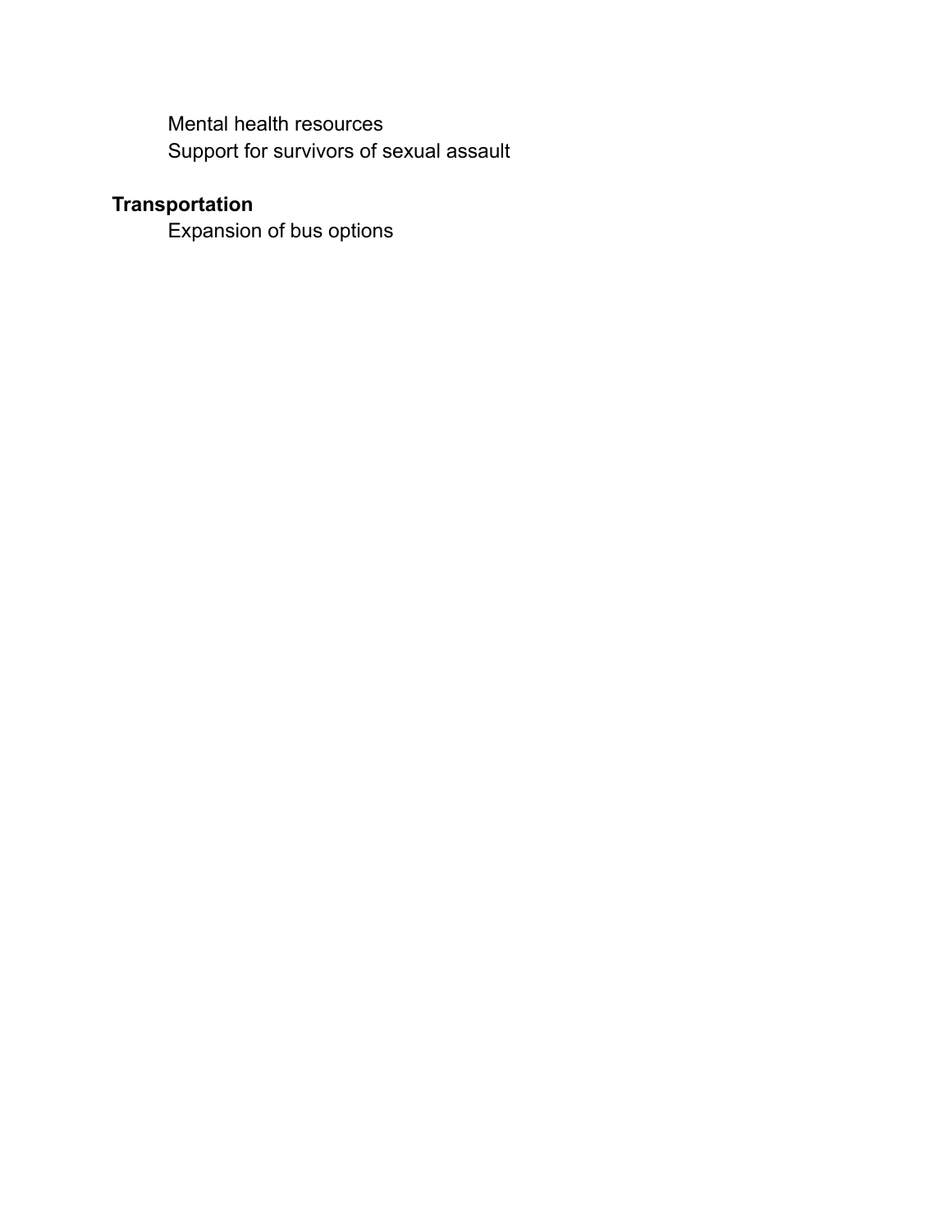Mental health resources
Support for survivors of sexual assault

**Transportation**

Expansion of bus options